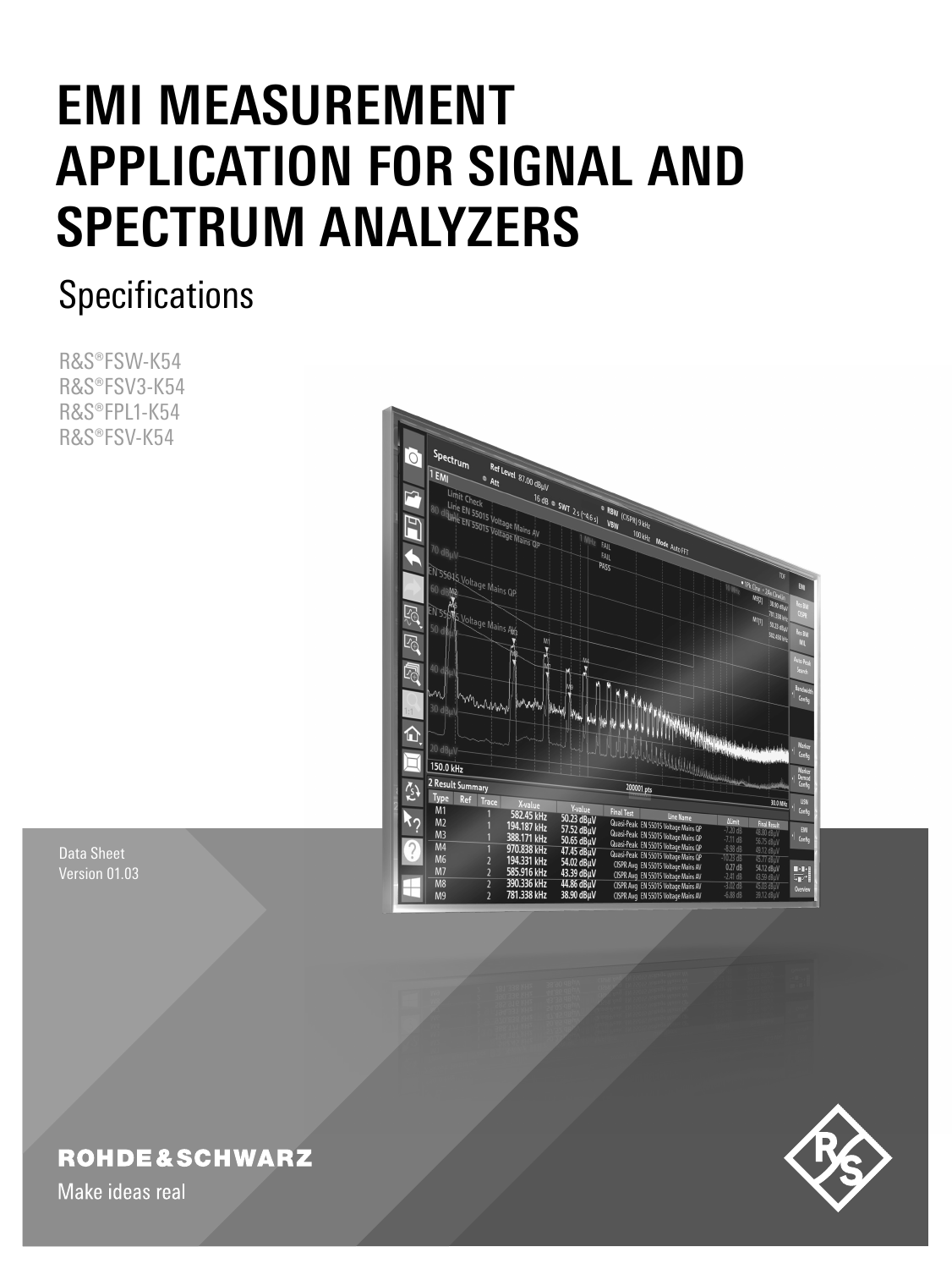# EMI MEASUREMENT APPLICATION FOR SIGNAL AND SPECTRUM ANALYZERS

## Specifications

R&S®FSW-K54
R&S®FSV3-K54
R&S®FPL1-K54
R&S®FSV-K54

Data Sheet
Version 01.03

ROHDE&SCHWARZ

Make ideas real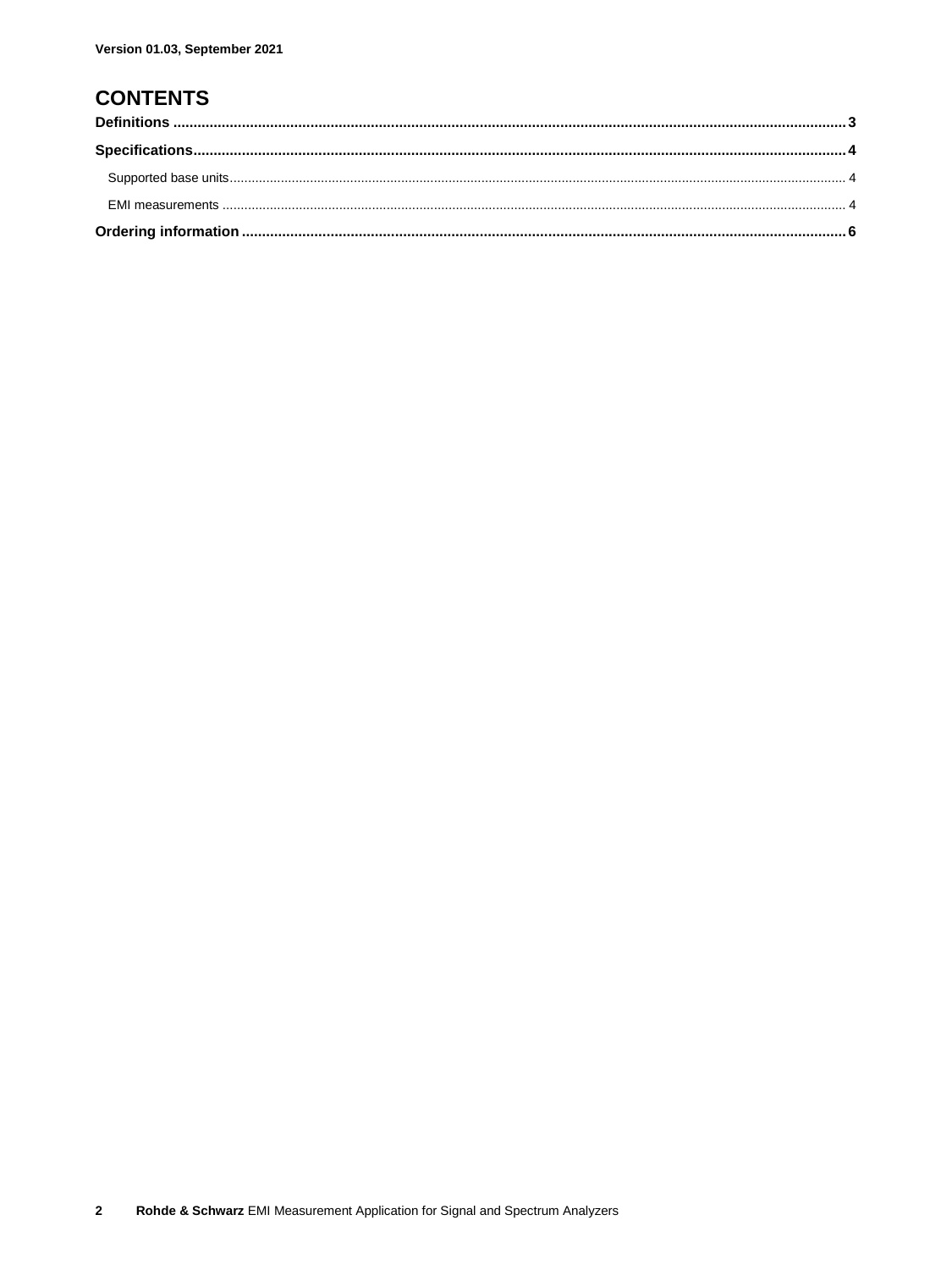Version 01.03, September 2021

# CONTENTS

**Definitions** ..... **3**

**Specifications** ..... **4**

- Supported base units ..... 4
- EMI measurements ..... 4

**Ordering information** ..... **6**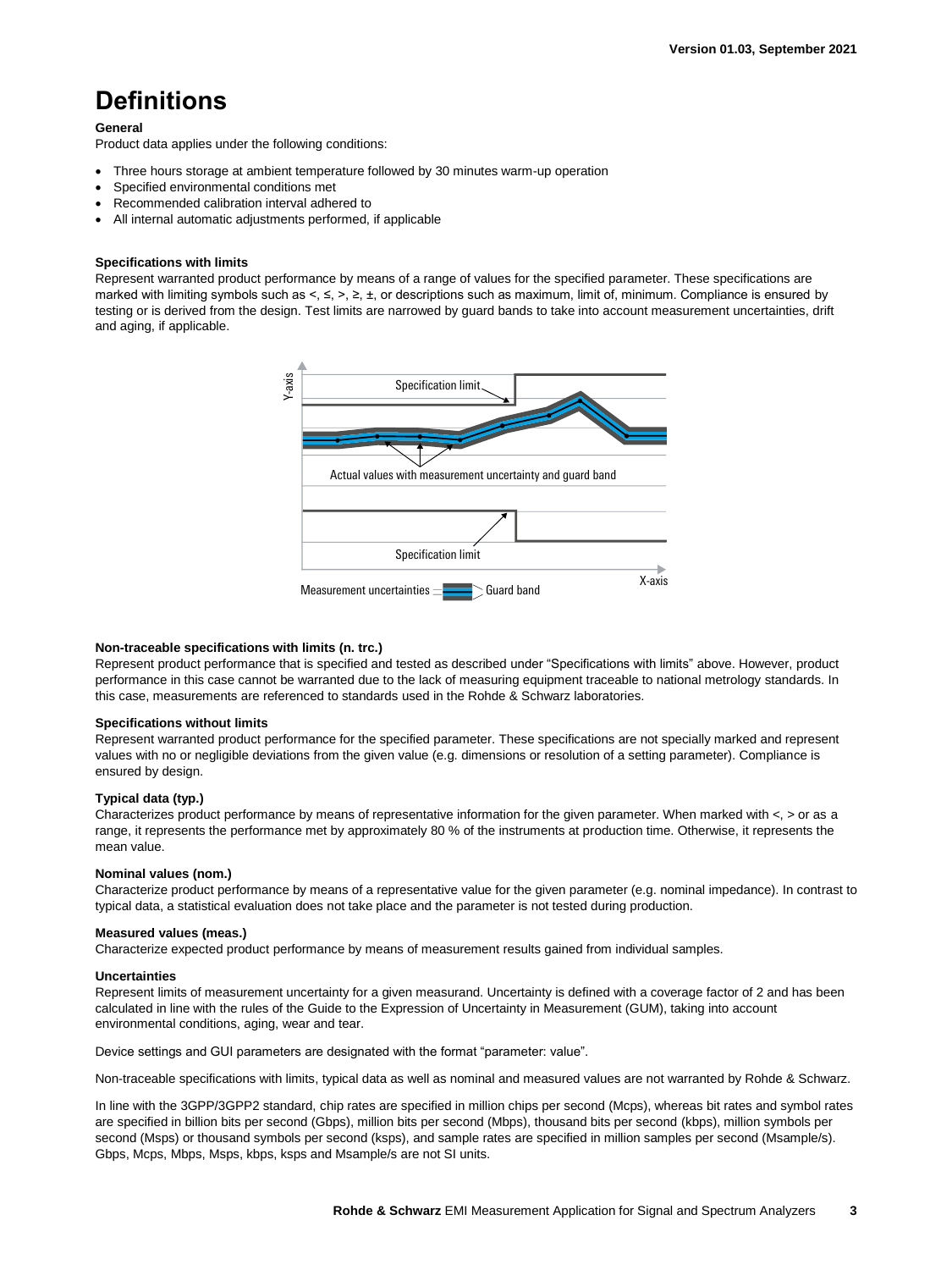# Definitions

**General**

Product data applies under the following conditions:

- Three hours storage at ambient temperature followed by 30 minutes warm-up operation
- Specified environmental conditions met
- Recommended calibration interval adhered to
- All internal automatic adjustments performed, if applicable

**Specifications with limits**

Represent warranted product performance by means of a range of values for the specified parameter. These specifications are marked with limiting symbols such as <, ≤, >, ≥, ±, or descriptions such as maximum, limit of, minimum. Compliance is ensured by testing or is derived from the design. Test limits are narrowed by guard bands to take into account measurement uncertainties, drift and aging, if applicable.

**Non-traceable specifications with limits (n. trc.)**

Represent product performance that is specified and tested as described under "Specifications with limits" above. However, product performance in this case cannot be warranted due to the lack of measuring equipment traceable to national metrology standards. In this case, measurements are referenced to standards used in the Rohde & Schwarz laboratories.

**Specifications without limits**

Represent warranted product performance for the specified parameter. These specifications are not specially marked and represent values with no or negligible deviations from the given value (e.g. dimensions or resolution of a setting parameter). Compliance is ensured by design.

**Typical data (typ.)**

Characterizes product performance by means of representative information for the given parameter. When marked with <, > or as a range, it represents the performance met by approximately 80 % of the instruments at production time. Otherwise, it represents the mean value.

**Nominal values (nom.)**

Characterize product performance by means of a representative value for the given parameter (e.g. nominal impedance). In contrast to typical data, a statistical evaluation does not take place and the parameter is not tested during production.

**Measured values (meas.)**

Characterize expected product performance by means of measurement results gained from individual samples.

**Uncertainties**

Represent limits of measurement uncertainty for a given measurand. Uncertainty is defined with a coverage factor of 2 and has been calculated in line with the rules of the Guide to the Expression of Uncertainty in Measurement (GUM), taking into account environmental conditions, aging, wear and tear.

Device settings and GUI parameters are designated with the format "parameter: value".

Non-traceable specifications with limits, typical data as well as nominal and measured values are not warranted by Rohde & Schwarz.

In line with the 3GPP/3GPP2 standard, chip rates are specified in million chips per second (Mcps), whereas bit rates and symbol rates are specified in billion bits per second (Gbps), million bits per second (Mbps), thousand bits per second (kbps), million symbols per second (Msps) or thousand symbols per second (ksps), and sample rates are specified in million samples per second (Msample/s). Gbps, Mcps, Mbps, Msps, kbps, ksps and Msample/s are not SI units.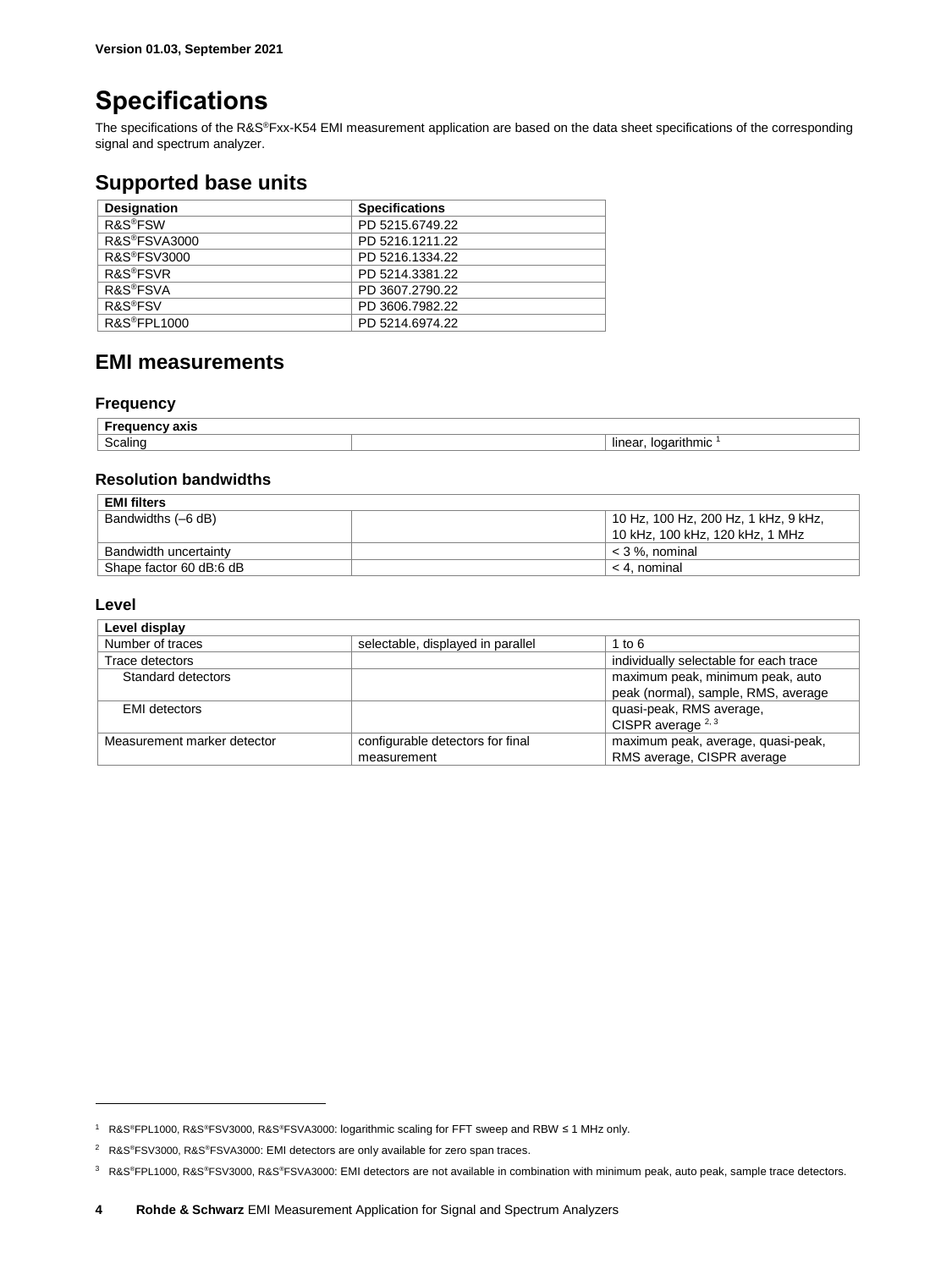Version 01.03, September 2021

# Specifications

The specifications of the R&S®Fxx-K54 EMI measurement application are based on the data sheet specifications of the corresponding signal and spectrum analyzer.

## Supported base units

| Designation | Specifications |
| --- | --- |
| R&S®FSW | PD 5215.6749.22 |
| R&S®FSVA3000 | PD 5216.1211.22 |
| R&S®FSV3000 | PD 5216.1334.22 |
| R&S®FSVR | PD 5214.3381.22 |
| R&S®FSVA | PD 3607.2790.22 |
| R&S®FSV | PD 3606.7982.22 |
| R&S®FPL1000 | PD 5214.6974.22 |

## EMI measurements

### Frequency

| Frequency axis | | |
| --- | --- | --- |
| Scaling | | linear, logarithmic [1] |

### Resolution bandwidths

| EMI filters | | |
| --- | --- | --- |
| Bandwidths (–6 dB) | | 10 Hz, 100 Hz, 200 Hz, 1 kHz, 9 kHz, 10 kHz, 100 kHz, 120 kHz, 1 MHz |
| Bandwidth uncertainty | | < 3 %, nominal |
| Shape factor 60 dB:6 dB | | < 4, nominal |

### Level

| Level display | | |
| --- | --- | --- |
| Number of traces | selectable, displayed in parallel | 1 to 6 |
| Trace detectors | | individually selectable for each trace |
| Standard detectors | | maximum peak, minimum peak, auto peak (normal), sample, RMS, average |
| EMI detectors | | quasi-peak, RMS average, CISPR average [2, 3] |
| Measurement marker detector | configurable detectors for final measurement | maximum peak, average, quasi-peak, RMS average, CISPR average |

---

[1] R&S®FPL1000, R&S®FSV3000, R&S®FSVA3000: logarithmic scaling for FFT sweep and RBW ≤ 1 MHz only.

[2] R&S®FSV3000, R&S®FSVA3000: EMI detectors are only available for zero span traces.

[3] R&S®FPL1000, R&S®FSV3000, R&S®FSVA3000: EMI detectors are not available in combination with minimum peak, auto peak, sample trace detectors.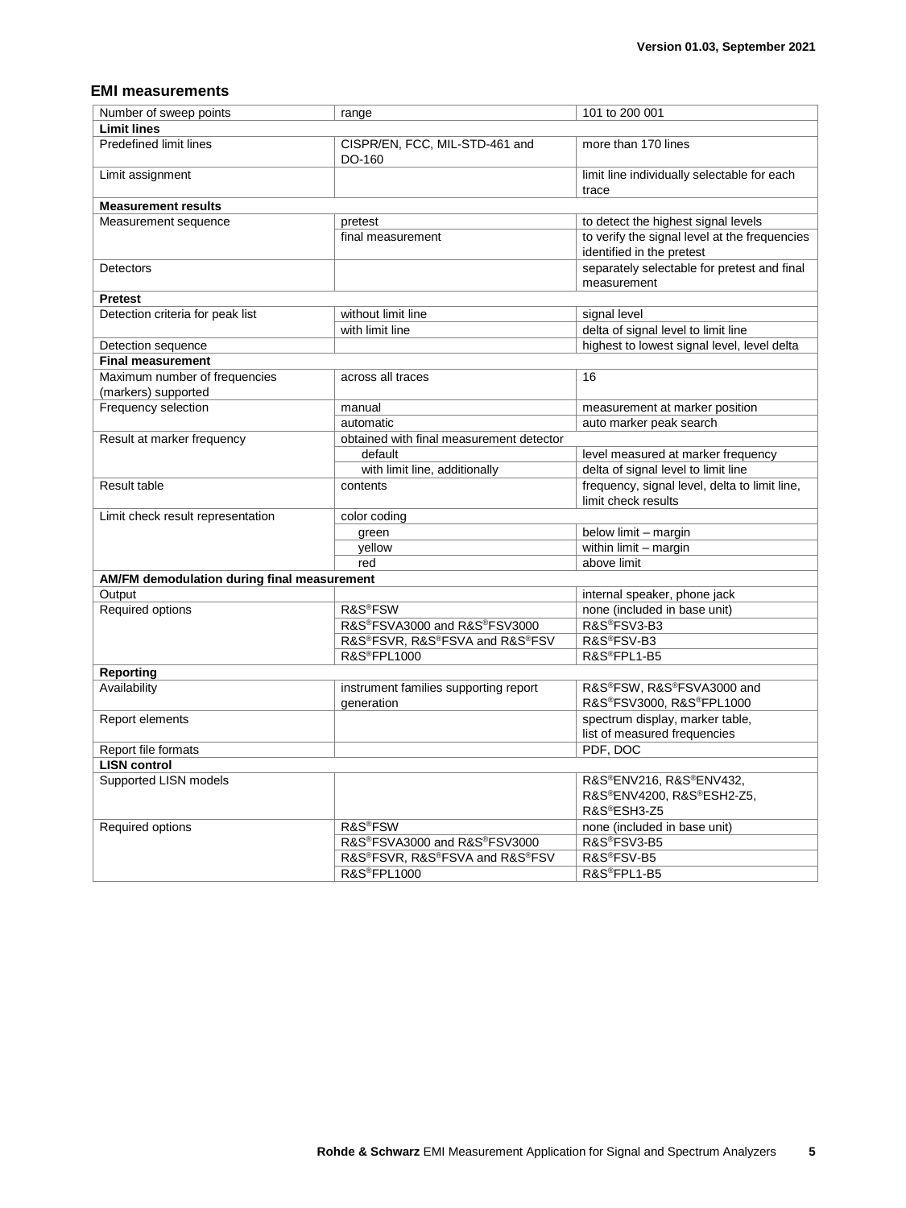## EMI measurements

| Number of sweep points | range | 101 to 200 001 |
|---|---|---|
| **Limit lines** | | |
| Predefined limit lines | CISPR/EN, FCC, MIL-STD-461 and DO-160 | more than 170 lines |
| Limit assignment | | limit line individually selectable for each trace |
| **Measurement results** | | |
| Measurement sequence | pretest | to detect the highest signal levels |
| | final measurement | to verify the signal level at the frequencies identified in the pretest |
| Detectors | | separately selectable for pretest and final measurement |
| **Pretest** | | |
| Detection criteria for peak list | without limit line | signal level |
| | with limit line | delta of signal level to limit line |
| Detection sequence | | highest to lowest signal level, level delta |
| **Final measurement** | | |
| Maximum number of frequencies (markers) supported | across all traces | 16 |
| Frequency selection | manual | measurement at marker position |
| | automatic | auto marker peak search |
| Result at marker frequency | obtained with final measurement detector | |
| | default | level measured at marker frequency |
| | with limit line, additionally | delta of signal level to limit line |
| Result table | contents | frequency, signal level, delta to limit line, limit check results |
| Limit check result representation | color coding | |
| | green | below limit – margin |
| | yellow | within limit – margin |
| | red | above limit |
| **AM/FM demodulation during final measurement** | | |
| Output | | internal speaker, phone jack |
| Required options | R&S®FSW | none (included in base unit) |
| | R&S®FSVA3000 and R&S®FSV3000 | R&S®FSV3-B3 |
| | R&S®FSVR, R&S®FSVA and R&S®FSV | R&S®FSV-B3 |
| | R&S®FPL1000 | R&S®FPL1-B5 |
| **Reporting** | | |
| Availability | instrument families supporting report generation | R&S®FSW, R&S®FSVA3000 and R&S®FSV3000, R&S®FPL1000 |
| Report elements | | spectrum display, marker table, list of measured frequencies |
| Report file formats | | PDF, DOC |
| **LISN control** | | |
| Supported LISN models | | R&S®ENV216, R&S®ENV432, R&S®ENV4200, R&S®ESH2-Z5, R&S®ESH3-Z5 |
| Required options | R&S®FSW | none (included in base unit) |
| | R&S®FSVA3000 and R&S®FSV3000 | R&S®FSV3-B5 |
| | R&S®FSVR, R&S®FSVA and R&S®FSV | R&S®FSV-B5 |
| | R&S®FPL1000 | R&S®FPL1-B5 |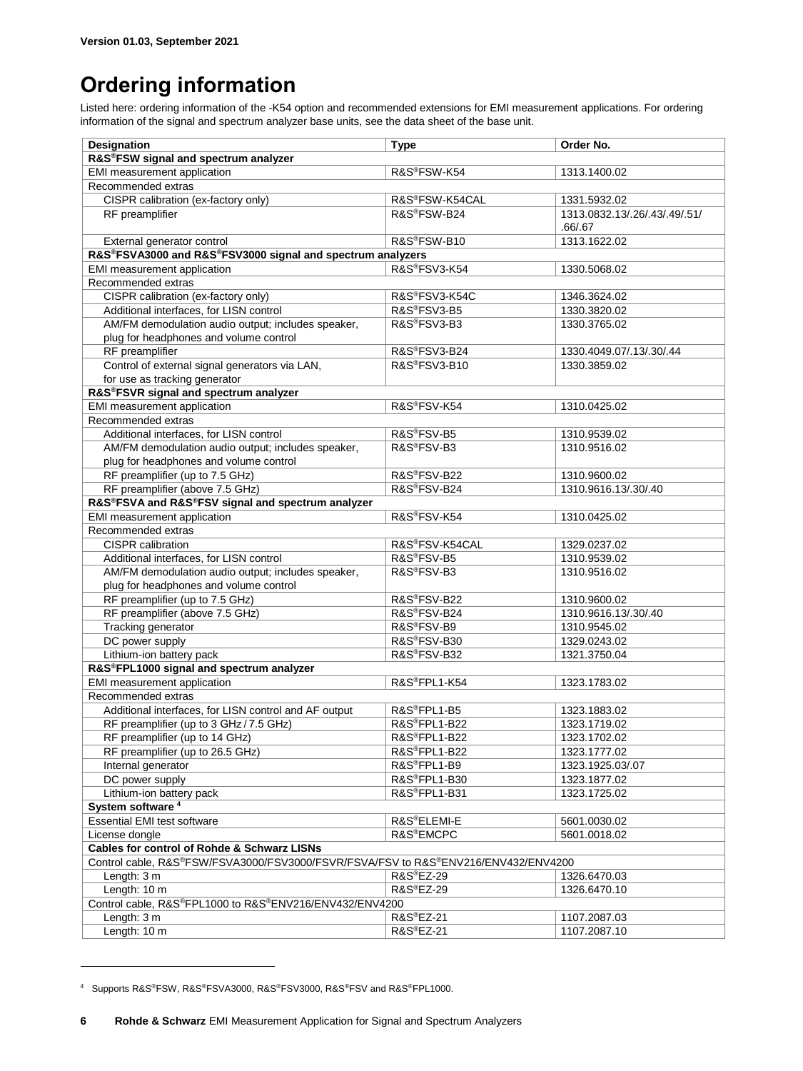Version 01.03, September 2021

# Ordering information

Listed here: ordering information of the -K54 option and recommended extensions for EMI measurement applications. For ordering information of the signal and spectrum analyzer base units, see the data sheet of the base unit.

| Designation | Type | Order No. |
|---|---|---|
| **R&S®FSW signal and spectrum analyzer** | | |
| EMI measurement application | R&S®FSW-K54 | 1313.1400.02 |
| Recommended extras | | |
| CISPR calibration (ex-factory only) | R&S®FSW-K54CAL | 1331.5932.02 |
| RF preamplifier | R&S®FSW-B24 | 1313.0832.13/.26/.43/.49/.51/.66/.67 |
| External generator control | R&S®FSW-B10 | 1313.1622.02 |
| **R&S®FSVA3000 and R&S®FSV3000 signal and spectrum analyzers** | | |
| EMI measurement application | R&S®FSV3-K54 | 1330.5068.02 |
| Recommended extras | | |
| CISPR calibration (ex-factory only) | R&S®FSV3-K54C | 1346.3624.02 |
| Additional interfaces, for LISN control | R&S®FSV3-B5 | 1330.3820.02 |
| AM/FM demodulation audio output; includes speaker, plug for headphones and volume control | R&S®FSV3-B3 | 1330.3765.02 |
| RF preamplifier | R&S®FSV3-B24 | 1330.4049.07/.13/.30/.44 |
| Control of external signal generators via LAN, for use as tracking generator | R&S®FSV3-B10 | 1330.3859.02 |
| **R&S®FSVR signal and spectrum analyzer** | | |
| EMI measurement application | R&S®FSV-K54 | 1310.0425.02 |
| Recommended extras | | |
| Additional interfaces, for LISN control | R&S®FSV-B5 | 1310.9539.02 |
| AM/FM demodulation audio output; includes speaker, plug for headphones and volume control | R&S®FSV-B3 | 1310.9516.02 |
| RF preamplifier (up to 7.5 GHz) | R&S®FSV-B22 | 1310.9600.02 |
| RF preamplifier (above 7.5 GHz) | R&S®FSV-B24 | 1310.9616.13/.30/.40 |
| **R&S®FSVA and R&S®FSV signal and spectrum analyzer** | | |
| EMI measurement application | R&S®FSV-K54 | 1310.0425.02 |
| Recommended extras | | |
| CISPR calibration | R&S®FSV-K54CAL | 1329.0237.02 |
| Additional interfaces, for LISN control | R&S®FSV-B5 | 1310.9539.02 |
| AM/FM demodulation audio output; includes speaker, plug for headphones and volume control | R&S®FSV-B3 | 1310.9516.02 |
| RF preamplifier (up to 7.5 GHz) | R&S®FSV-B22 | 1310.9600.02 |
| RF preamplifier (above 7.5 GHz) | R&S®FSV-B24 | 1310.9616.13/.30/.40 |
| Tracking generator | R&S®FSV-B9 | 1310.9545.02 |
| DC power supply | R&S®FSV-B30 | 1329.0243.02 |
| Lithium-ion battery pack | R&S®FSV-B32 | 1321.3750.04 |
| **R&S®FPL1000 signal and spectrum analyzer** | | |
| EMI measurement application | R&S®FPL1-K54 | 1323.1783.02 |
| Recommended extras | | |
| Additional interfaces, for LISN control and AF output | R&S®FPL1-B5 | 1323.1883.02 |
| RF preamplifier (up to 3 GHz / 7.5 GHz) | R&S®FPL1-B22 | 1323.1719.02 |
| RF preamplifier (up to 14 GHz) | R&S®FPL1-B22 | 1323.1702.02 |
| RF preamplifier (up to 26.5 GHz) | R&S®FPL1-B22 | 1323.1777.02 |
| Internal generator | R&S®FPL1-B9 | 1323.1925.03/.07 |
| DC power supply | R&S®FPL1-B30 | 1323.1877.02 |
| Lithium-ion battery pack | R&S®FPL1-B31 | 1323.1725.02 |
| **System software [4]** | | |
| Essential EMI test software | R&S®ELEMI-E | 5601.0030.02 |
| License dongle | R&S®EMCPC | 5601.0018.02 |
| **Cables for control of Rohde & Schwarz LISNs** | | |
| Control cable, R&S®FSW/FSVA3000/FSV3000/FSVR/FSVA/FSV to R&S®ENV216/ENV432/ENV4200 | | |
| Length: 3 m | R&S®EZ-29 | 1326.6470.03 |
| Length: 10 m | R&S®EZ-29 | 1326.6470.10 |
| Control cable, R&S®FPL1000 to R&S®ENV216/ENV432/ENV4200 | | |
| Length: 3 m | R&S®EZ-21 | 1107.2087.03 |
| Length: 10 m | R&S®EZ-21 | 1107.2087.10 |

[4] Supports R&S®FSW, R&S®FSVA3000, R&S®FSV3000, R&S®FSV and R&S®FPL1000.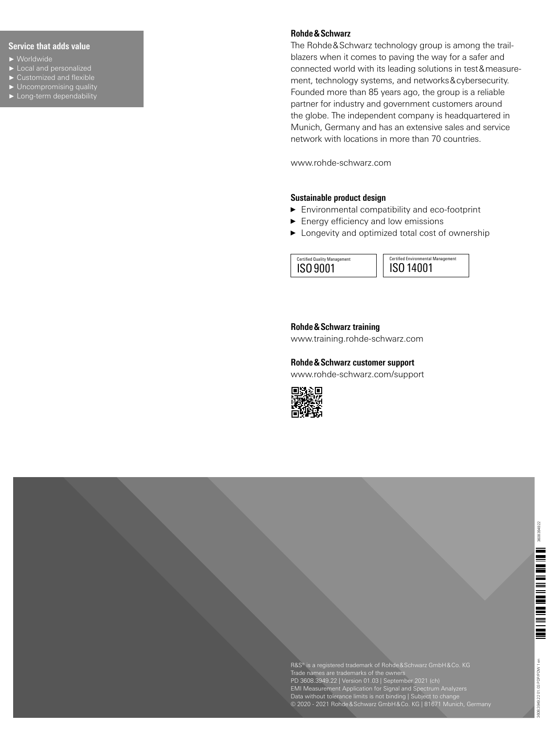### Service that adds value

- Worldwide
- Local and personalized
- Customized and flexible
- Uncompromising quality
- Long-term dependability

### Rohde & Schwarz

The Rohde & Schwarz technology group is among the trailblazers when it comes to paving the way for a safer and connected world with its leading solutions in test & measurement, technology systems, and networks & cybersecurity. Founded more than 85 years ago, the group is a reliable partner for industry and government customers around the globe. The independent company is headquartered in Munich, Germany and has an extensive sales and service network with locations in more than 70 countries.

www.rohde-schwarz.com

### Sustainable product design

- Environmental compatibility and eco-footprint
- Energy efficiency and low emissions
- Longevity and optimized total cost of ownership

Certified Quality Management
ISO 9001

Certified Environmental Management
ISO 14001

### Rohde & Schwarz training

www.training.rohde-schwarz.com

### Rohde & Schwarz customer support

www.rohde-schwarz.com/support

R&S® is a registered trademark of Rohde & Schwarz GmbH & Co. KG
Trade names are trademarks of the owners
PD 3608.3949.22 | Version 01.03 | September 2021 (ch)
EMI Measurement Application for Signal and Spectrum Analyzers
Data without tolerance limits is not binding | Subject to change
© 2020 - 2021 Rohde & Schwarz GmbH & Co. KG | 81671 Munich, Germany

3608.3949.22 01.03 PDP/PDW 1 en

3608394922